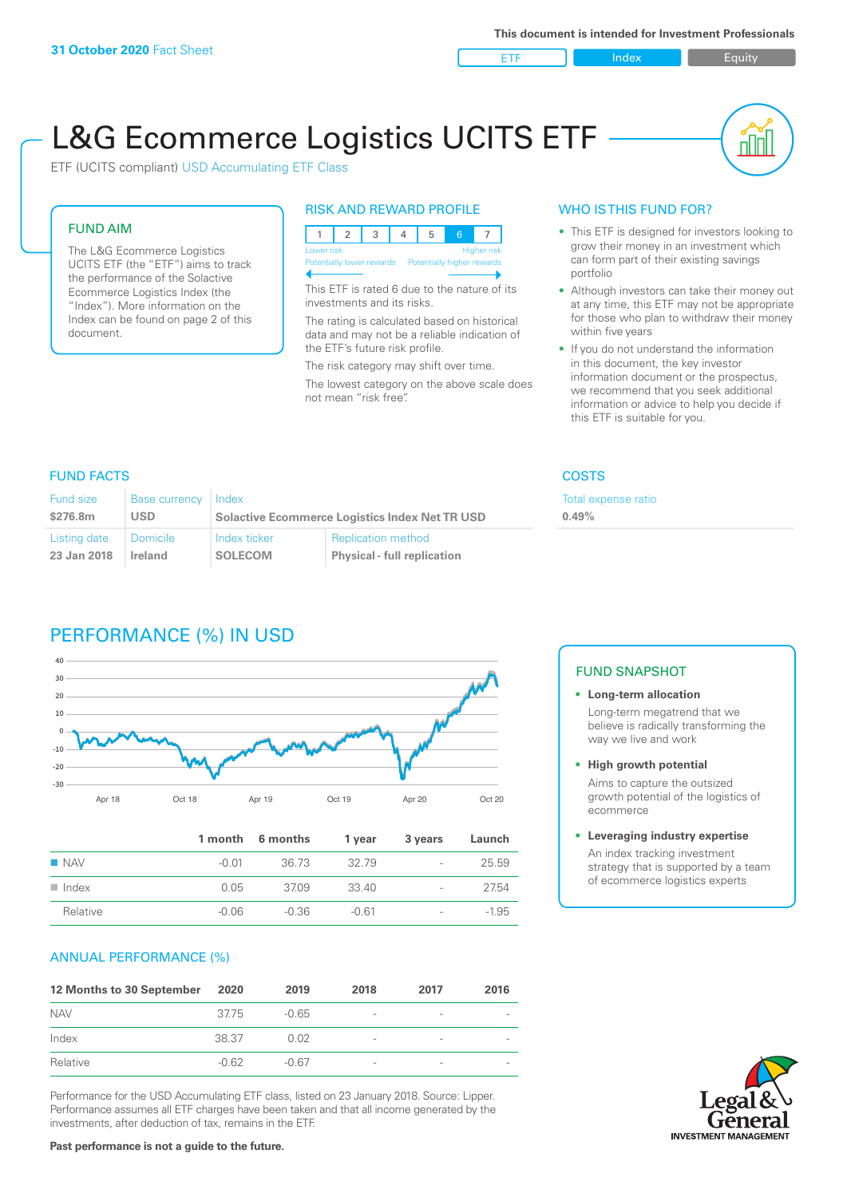**31 October 2020** Fact Sheet

This document is intended for Investment Professionals

ETF | Index | Equity

# L&G Ecommerce Logistics UCITS ETF

ETF (UCITS compliant) USD Accumulating ETF Class

## FUND AIM

The L&G Ecommerce Logistics UCITS ETF (the "ETF") aims to track the performance of the Solactive Ecommerce Logistics Index (the "Index"). More information on the Index can be found on page 2 of this document.

## RISK AND REWARD PROFILE

| 1 | 2 | 3 | 4 | 5 | 6 | 7 |
|---|---|---|---|---|---|---|

Lower risk — Higher risk
Potentially lower rewards — Potentially higher rewards

This ETF is rated 6 due to the nature of its investments and its risks.

The rating is calculated based on historical data and may not be a reliable indication of the ETF's future risk profile.

The risk category may shift over time.

The lowest category on the above scale does not mean "risk free".

## WHO IS THIS FUND FOR?

- This ETF is designed for investors looking to grow their money in an investment which can form part of their existing savings portfolio
- Although investors can take their money out at any time, this ETF may not be appropriate for those who plan to withdraw their money within five years
- If you do not understand the information in this document, the key investor information document or the prospectus, we recommend that you seek additional information or advice to help you decide if this ETF is suitable for you.

## FUND FACTS

| Fund size | Base currency | Index | |
|---|---|---|---|
| $276.8m | USD | Solactive Ecommerce Logistics Index Net TR USD | |
| **Listing date** | **Domicile** | **Index ticker** | **Replication method** |
| 23 Jan 2018 | Ireland | SOLECOM | Physical - full replication |

## COSTS

| Total expense ratio |
|---|
| 0.49% |

## PERFORMANCE (%) IN USD

| | 1 month | 6 months | 1 year | 3 years | Launch |
|---|---|---|---|---|---|
| NAV | -0.01 | 36.73 | 32.79 | - | 25.59 |
| Index | 0.05 | 37.09 | 33.40 | - | 27.54 |
| Relative | -0.06 | -0.36 | -0.61 | - | -1.95 |

## FUND SNAPSHOT

- **Long-term allocation**
  Long-term megatrend that we believe is radically transforming the way we live and work
- **High growth potential**
  Aims to capture the outsized growth potential of the logistics of ecommerce
- **Leveraging industry expertise**
  An index tracking investment strategy that is supported by a team of ecommerce logistics experts

## ANNUAL PERFORMANCE (%)

| 12 Months to 30 September | 2020 | 2019 | 2018 | 2017 | 2016 |
|---|---|---|---|---|---|
| NAV | 37.75 | -0.65 | - | - | - |
| Index | 38.37 | 0.02 | - | - | - |
| Relative | -0.62 | -0.67 | - | - | - |

Performance for the USD Accumulating ETF class, listed on 23 January 2018. Source: Lipper. Performance assumes all ETF charges have been taken and that all income generated by the investments, after deduction of tax, remains in the ETF.

**Past performance is not a guide to the future.**

Legal & General INVESTMENT MANAGEMENT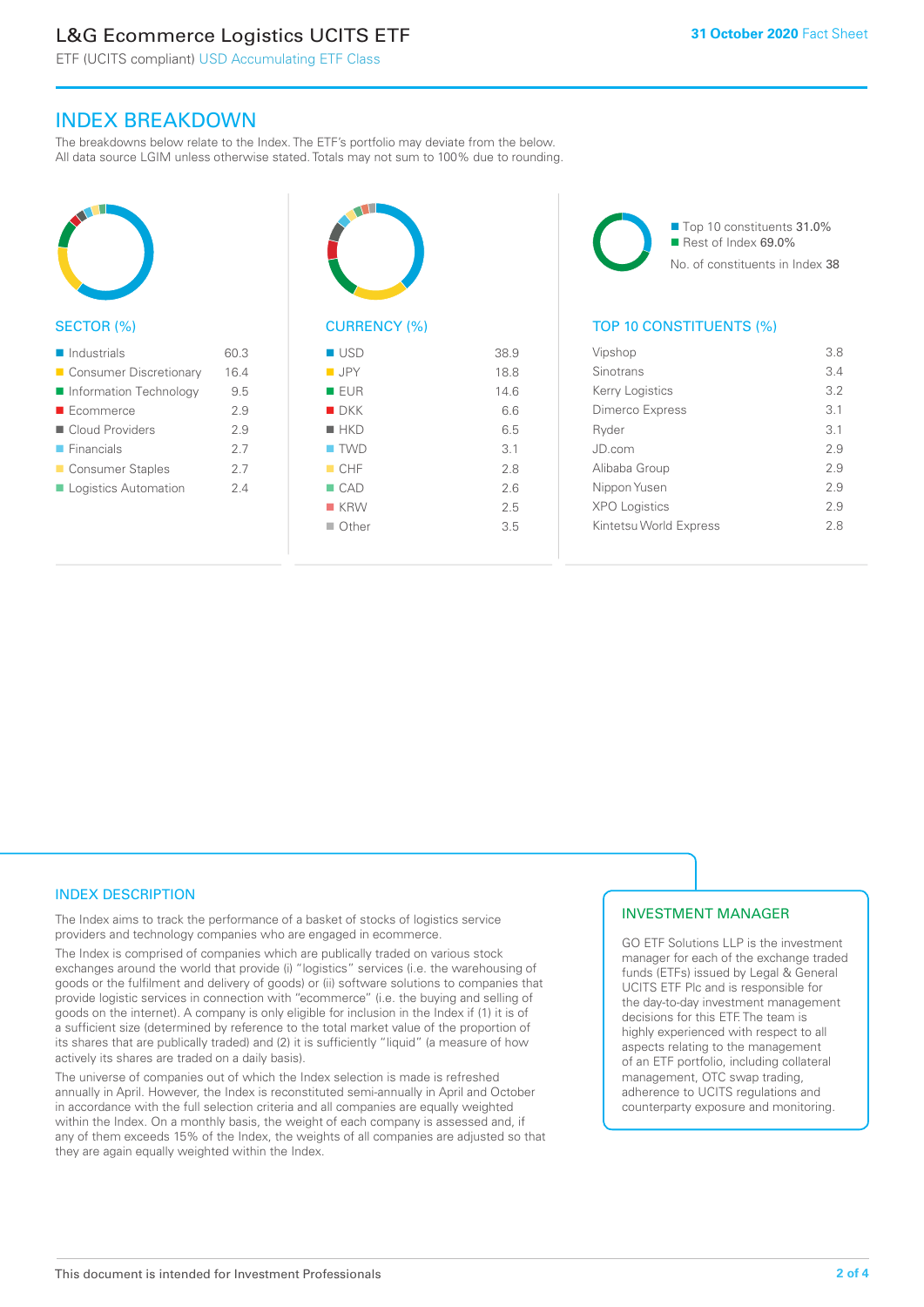# INDEX BREAKDOWN

The breakdowns below relate to the Index. The ETF's portfolio may deviate from the below. All data source LGIM unless otherwise stated. Totals may not sum to 100% due to rounding.

## SECTOR (%)

| Sector | % |
|---|---|
| Industrials | 60.3 |
| Consumer Discretionary | 16.4 |
| Information Technology | 9.5 |
| Ecommerce | 2.9 |
| Cloud Providers | 2.9 |
| Financials | 2.7 |
| Consumer Staples | 2.7 |
| Logistics Automation | 2.4 |

## CURRENCY (%)

| Currency | % |
|---|---|
| USD | 38.9 |
| JPY | 18.8 |
| EUR | 14.6 |
| DKK | 6.6 |
| HKD | 6.5 |
| TWD | 3.1 |
| CHF | 2.8 |
| CAD | 2.6 |
| KRW | 2.5 |
| Other | 3.5 |

- Top 10 constituents 31.0%
- Rest of Index 69.0%

No. of constituents in Index 38

## TOP 10 CONSTITUENTS (%)

| Constituent | % |
|---|---|
| Vipshop | 3.8 |
| Sinotrans | 3.4 |
| Kerry Logistics | 3.2 |
| Dimerco Express | 3.1 |
| Ryder | 3.1 |
| JD.com | 2.9 |
| Alibaba Group | 2.9 |
| Nippon Yusen | 2.9 |
| XPO Logistics | 2.9 |
| Kintetsu World Express | 2.8 |

## INDEX DESCRIPTION

The Index aims to track the performance of a basket of stocks of logistics service providers and technology companies who are engaged in ecommerce.

The Index is comprised of companies which are publically traded on various stock exchanges around the world that provide (i) "logistics" services (i.e. the warehousing of goods or the fulfilment and delivery of goods) or (ii) software solutions to companies that provide logistic services in connection with "ecommerce" (i.e. the buying and selling of goods on the internet). A company is only eligible for inclusion in the Index if (1) it is of a sufficient size (determined by reference to the total market value of the proportion of its shares that are publically traded) and (2) it is sufficiently "liquid" (a measure of how actively its shares are traded on a daily basis).

The universe of companies out of which the Index selection is made is refreshed annually in April. However, the Index is reconstituted semi-annually in April and October in accordance with the full selection criteria and all companies are equally weighted within the Index. On a monthly basis, the weight of each company is assessed and, if any of them exceeds 15% of the Index, the weights of all companies are adjusted so that they are again equally weighted within the Index.

## INVESTMENT MANAGER

GO ETF Solutions LLP is the investment manager for each of the exchange traded funds (ETFs) issued by Legal & General UCITS ETF Plc and is responsible for the day-to-day investment management decisions for this ETF. The team is highly experienced with respect to all aspects relating to the management of an ETF portfolio, including collateral management, OTC swap trading, adherence to UCITS regulations and counterparty exposure and monitoring.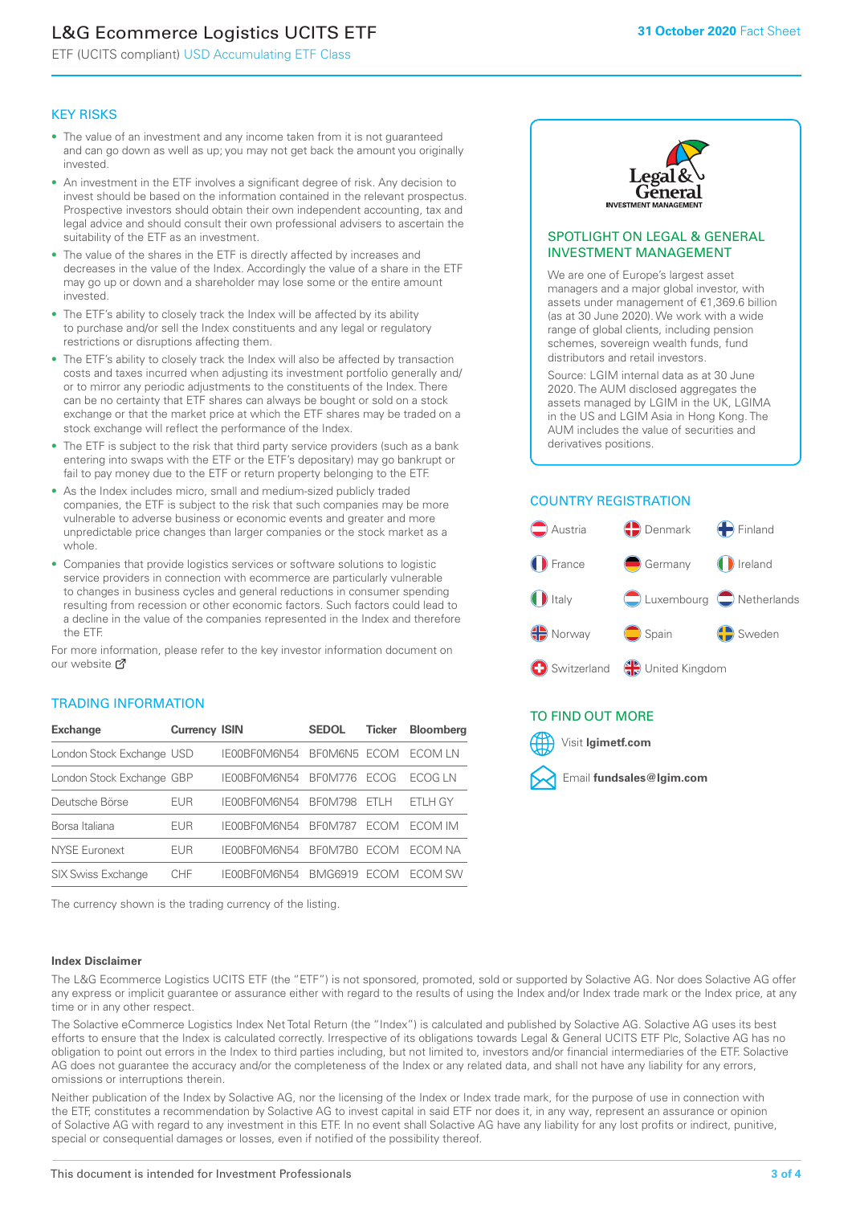## KEY RISKS

- The value of an investment and any income taken from it is not guaranteed and can go down as well as up; you may not get back the amount you originally invested.
- An investment in the ETF involves a significant degree of risk. Any decision to invest should be based on the information contained in the relevant prospectus. Prospective investors should obtain their own independent accounting, tax and legal advice and should consult their own professional advisers to ascertain the suitability of the ETF as an investment.
- The value of the shares in the ETF is directly affected by increases and decreases in the value of the Index. Accordingly the value of a share in the ETF may go up or down and a shareholder may lose some or the entire amount invested.
- The ETF's ability to closely track the Index will be affected by its ability to purchase and/or sell the Index constituents and any legal or regulatory restrictions or disruptions affecting them.
- The ETF's ability to closely track the Index will also be affected by transaction costs and taxes incurred when adjusting its investment portfolio generally and/or to mirror any periodic adjustments to the constituents of the Index. There can be no certainty that ETF shares can always be bought or sold on a stock exchange or that the market price at which the ETF shares may be traded on a stock exchange will reflect the performance of the Index.
- The ETF is subject to the risk that third party service providers (such as a bank entering into swaps with the ETF or the ETF's depositary) may go bankrupt or fail to pay money due to the ETF or return property belonging to the ETF.
- As the Index includes micro, small and medium-sized publicly traded companies, the ETF is subject to the risk that such companies may be more vulnerable to adverse business or economic events and greater and more unpredictable price changes than larger companies or the stock market as a whole.
- Companies that provide logistics services or software solutions to logistic service providers in connection with ecommerce are particularly vulnerable to changes in business cycles and general reductions in consumer spending resulting from recession or other economic factors. Such factors could lead to a decline in the value of the companies represented in the Index and therefore the ETF.

For more information, please refer to the key investor information document on our website

## SPOTLIGHT ON LEGAL & GENERAL INVESTMENT MANAGEMENT

We are one of Europe's largest asset managers and a major global investor, with assets under management of €1,369.6 billion (as at 30 June 2020). We work with a wide range of global clients, including pension schemes, sovereign wealth funds, fund distributors and retail investors.

Source: LGIM internal data as at 30 June 2020. The AUM disclosed aggregates the assets managed by LGIM in the UK, LGIMA in the US and LGIM Asia in Hong Kong. The AUM includes the value of securities and derivatives positions.

## TRADING INFORMATION

| Exchange | Currency | ISIN | SEDOL | Ticker | Bloomberg |
|---|---|---|---|---|---|
| London Stock Exchange | USD | IE00BF0M6N54 | BF0M6N5 | ECOM | ECOM LN |
| London Stock Exchange | GBP | IE00BF0M6N54 | BF0M776 | ECOG | ECOG LN |
| Deutsche Börse | EUR | IE00BF0M6N54 | BF0M798 | ETLH | ETLH GY |
| Borsa Italiana | EUR | IE00BF0M6N54 | BF0M787 | ECOM | ECOM IM |
| NYSE Euronext | EUR | IE00BF0M6N54 | BF0M7B0 | ECOM | ECOM NA |
| SIX Swiss Exchange | CHF | IE00BF0M6N54 | BMG6919 | ECOM | ECOM SW |

The currency shown is the trading currency of the listing.

## COUNTRY REGISTRATION

Austria, Denmark, Finland, France, Germany, Ireland, Italy, Luxembourg, Netherlands, Norway, Spain, Sweden, Switzerland, United Kingdom

## TO FIND OUT MORE

Visit **lgimetf.com**

Email **fundsales@lgim.com**

### Index Disclaimer

The L&G Ecommerce Logistics UCITS ETF (the "ETF") is not sponsored, promoted, sold or supported by Solactive AG. Nor does Solactive AG offer any express or implicit guarantee or assurance either with regard to the results of using the Index and/or Index trade mark or the Index price, at any time or in any other respect.

The Solactive eCommerce Logistics Index Net Total Return (the "Index") is calculated and published by Solactive AG. Solactive AG uses its best efforts to ensure that the Index is calculated correctly. Irrespective of its obligations towards Legal & General UCITS ETF Plc, Solactive AG has no obligation to point out errors in the Index to third parties including, but not limited to, investors and/or financial intermediaries of the ETF. Solactive AG does not guarantee the accuracy and/or the completeness of the Index or any related data, and shall not have any liability for any errors, omissions or interruptions therein.

Neither publication of the Index by Solactive AG, nor the licensing of the Index or Index trade mark, for the purpose of use in connection with the ETF, constitutes a recommendation by Solactive AG to invest capital in said ETF nor does it, in any way, represent an assurance or opinion of Solactive AG with regard to any investment in this ETF. In no event shall Solactive AG have any liability for any lost profits or indirect, punitive, special or consequential damages or losses, even if notified of the possibility thereof.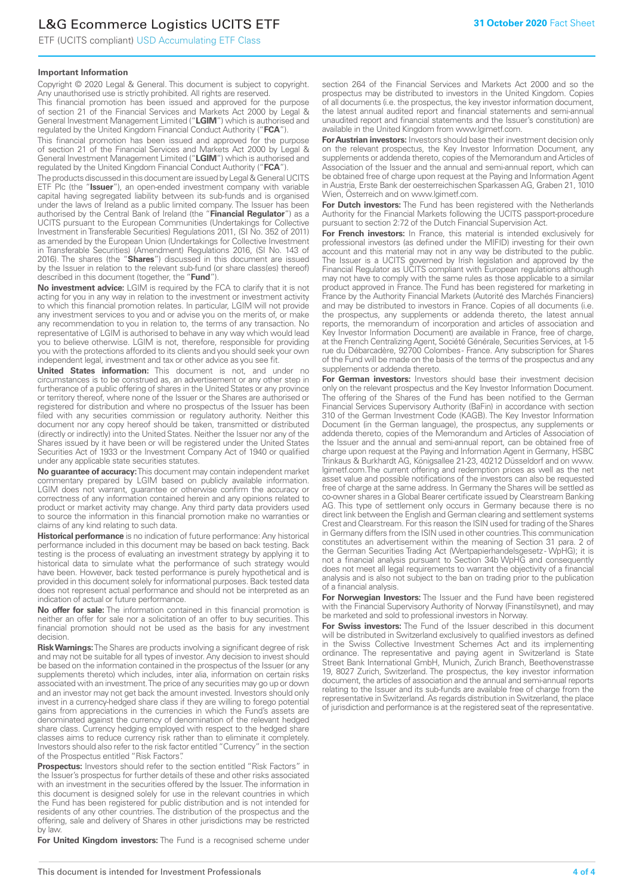## Important Information

Copyright © 2020 Legal & General. This document is subject to copyright. Any unauthorised use is strictly prohibited. All rights are reserved.

This financial promotion has been issued and approved for the purpose of section 21 of the Financial Services and Markets Act 2000 by Legal & General Investment Management Limited ("**LGIM**") which is authorised and regulated by the United Kingdom Financial Conduct Authority ("**FCA**").

This financial promotion has been issued and approved for the purpose of section 21 of the Financial Services and Markets Act 2000 by Legal & General Investment Management Limited ("**LGIM**") which is authorised and regulated by the United Kingdom Financial Conduct Authority ("**FCA**").

The products discussed in this document are issued by Legal & General UCITS ETF Plc (the "**Issuer**"), an open-ended investment company with variable capital having segregated liability between its sub-funds and is organised under the laws of Ireland as a public limited company. The Issuer has been authorised by the Central Bank of Ireland (the "**Financial Regulator**") as a UCITS pursuant to the European Communities (Undertakings for Collective Investment in Transferable Securities) Regulations 2011, (SI No. 352 of 2011) as amended by the European Union (Undertakings for Collective Investment in Transferable Securities) (Amendment) Regulations 2016, (SI No. 143 of 2016). The shares (the "**Shares**") discussed in this document are issued by the Issuer in relation to the relevant sub-fund (or share class(es) thereof) described in this document (together, the "**Fund**").

**No investment advice:** LGIM is required by the FCA to clarify that it is not acting for you in any way in relation to the investment or investment activity to which this financial promotion relates. In particular, LGIM will not provide any investment services to you and or advise you on the merits of, or make any recommendation to you in relation to, the terms of any transaction. No representative of LGIM is authorised to behave in any way which would lead you to believe otherwise. LGIM is not, therefore, responsible for providing you with the protections afforded to its clients and you should seek your own independent legal, investment and tax or other advice as you see fit.

**United States information:** This document is not, and under no circumstances is to be construed as, an advertisement or any other step in furtherance of a public offering of shares in the United States or any province or territory thereof, where none of the Issuer or the Shares are authorised or registered for distribution and where no prospectus of the Issuer has been filed with any securities commission or regulatory authority. Neither this document nor any copy hereof should be taken, transmitted or distributed (directly or indirectly) into the United States. Neither the Issuer nor any of the Shares issued by it have been or will be registered under the United States Securities Act of 1933 or the Investment Company Act of 1940 or qualified under any applicable state securities statutes.

**No guarantee of accuracy:** This document may contain independent market commentary prepared by LGIM based on publicly available information. LGIM does not warrant, guarantee or otherwise confirm the accuracy or correctness of any information contained herein and any opinions related to product or market activity may change. Any third party data providers used to source the information in this financial promotion make no warranties or claims of any kind relating to such data.

**Historical performance** is no indication of future performance: Any historical performance included in this document may be based on back testing. Back testing is the process of evaluating an investment strategy by applying it to historical data to simulate what the performance of such strategy would have been. However, back tested performance is purely hypothetical and is provided in this document solely for informational purposes. Back tested data does not represent actual performance and should not be interpreted as an indication of actual or future performance.

**No offer for sale:** The information contained in this financial promotion is neither an offer for sale nor a solicitation of an offer to buy securities. This financial promotion should not be used as the basis for any investment decision.

**Risk Warnings:** The Shares are products involving a significant degree of risk and may not be suitable for all types of investor. Any decision to invest should be based on the information contained in the prospectus of the Issuer (or any supplements thereto) which includes, inter alia, information on certain risks associated with an investment. The price of any securities may go up or down and an investor may not get back the amount invested. Investors should only invest in a currency-hedged share class if they are willing to forego potential gains from appreciations in the currencies in which the Fund's assets are denominated against the currency of denomination of the relevant hedged share class. Currency hedging employed with respect to the hedged share classes aims to reduce currency risk rather than to eliminate it completely. Investors should also refer to the risk factor entitled "Currency" in the section of the Prospectus entitled "Risk Factors".

**Prospectus:** Investors should refer to the section entitled "Risk Factors" in the Issuer's prospectus for further details of these and other risks associated with an investment in the securities offered by the Issuer. The information in this document is designed solely for use in the relevant countries in which the Fund has been registered for public distribution and is not intended for residents of any other countries. The distribution of the prospectus and the offering, sale and delivery of Shares in other jurisdictions may be restricted by law.

**For United Kingdom investors:** The Fund is a recognised scheme under section 264 of the Financial Services and Markets Act 2000 and so the prospectus may be distributed to investors in the United Kingdom. Copies of all documents (i.e. the prospectus, the key investor information document, the latest annual audited report and financial statements and semi-annual unaudited report and financial statements and the Issuer's constitution) are available in the United Kingdom from www.lgimetf.com.

**For Austrian investors:** Investors should base their investment decision only on the relevant prospectus, the Key Investor Information Document, any supplements or addenda thereto, copies of the Memorandum and Articles of Association of the Issuer and the annual and semi-annual report, which can be obtained free of charge upon request at the Paying and Information Agent in Austria, Erste Bank der oesterreichischen Sparkassen AG, Graben 21, 1010 Wien, Österreich and on www.lgimetf.com.

**For Dutch investors:** The Fund has been registered with the Netherlands Authority for the Financial Markets following the UCITS passport-procedure pursuant to section 2:72 of the Dutch Financial Supervision Act.

**For French investors:** In France, this material is intended exclusively for professional investors (as defined under the MIFID) investing for their own account and this material may not in any way be distributed to the public. The Issuer is a UCITS governed by Irish legislation and approved by the Financial Regulator as UCITS compliant with European regulations although may not have to comply with the same rules as those applicable to a similar product approved in France. The Fund has been registered for marketing in France by the Authority Financial Markets (Autorité des Marchés Financiers) and may be distributed to investors in France. Copies of all documents (i.e. the prospectus, any supplements or addenda thereto, the latest annual reports, the memorandum of incorporation and articles of association and Key Investor Information Document) are available in France, free of charge, at the French Centralizing Agent, Société Générale, Securities Services, at 1-5 rue du Débarcadère, 92700 Colombes - France. Any subscription for Shares of the Fund will be made on the basis of the terms of the prospectus and any supplements or addenda thereto.

**For German investors:** Investors should base their investment decision only on the relevant prospectus and the Key Investor Information Document. The offering of the Shares of the Fund has been notified to the German Financial Services Supervisory Authority (BaFin) in accordance with section 310 of the German Investment Code (KAGB). The Key Investor Information Document (in the German language), the prospectus, any supplements or addenda thereto, copies of the Memorandum and Articles of Association of the Issuer and the annual and semi-annual report, can be obtained free of charge upon request at the Paying and Information Agent in Germany, HSBC Trinkaus & Burkhardt AG, Königsallee 21-23, 40212 Düsseldorf and on www.lgimetf.com.The current offering and redemption prices as well as the net asset value and possible notifications of the investors can also be requested free of charge at the same address. In Germany the Shares will be settled as co-owner shares in a Global Bearer certificate issued by Clearstream Banking AG. This type of settlement only occurs in Germany because there is no direct link between the English and German clearing and settlement systems Crest and Clearstream. For this reason the ISIN used for trading of the Shares in Germany differs from the ISIN used in other countries. This communication constitutes an advertisement within the meaning of Section 31 para. 2 of the German Securities Trading Act (Wertpapierhandelsgesetz - WpHG); it is not a financial analysis pursuant to Section 34b WpHG and consequently does not meet all legal requirements to warrant the objectivity of a financial analysis and is also not subject to the ban on trading prior to the publication of a financial analysis.

**For Norwegian Investors:** The Issuer and the Fund have been registered with the Financial Supervisory Authority of Norway (Finanstilsynet), and may be marketed and sold to professional investors in Norway.

**For Swiss investors:** The Fund of the Issuer described in this document will be distributed in Switzerland exclusively to qualified investors as defined in the Swiss Collective Investment Schemes Act and its implementing ordinance. The representative and paying agent in Switzerland is State Street Bank International GmbH, Munich, Zurich Branch, Beethovenstrasse 19, 8027 Zurich, Switzerland. The prospectus, the key investor information document, the articles of association and the annual and semi-annual reports relating to the Issuer and its sub-funds are available free of charge from the representative in Switzerland. As regards distribution in Switzerland, the place of jurisdiction and performance is at the registered seat of the representative.

This document is intended for Investment Professionals